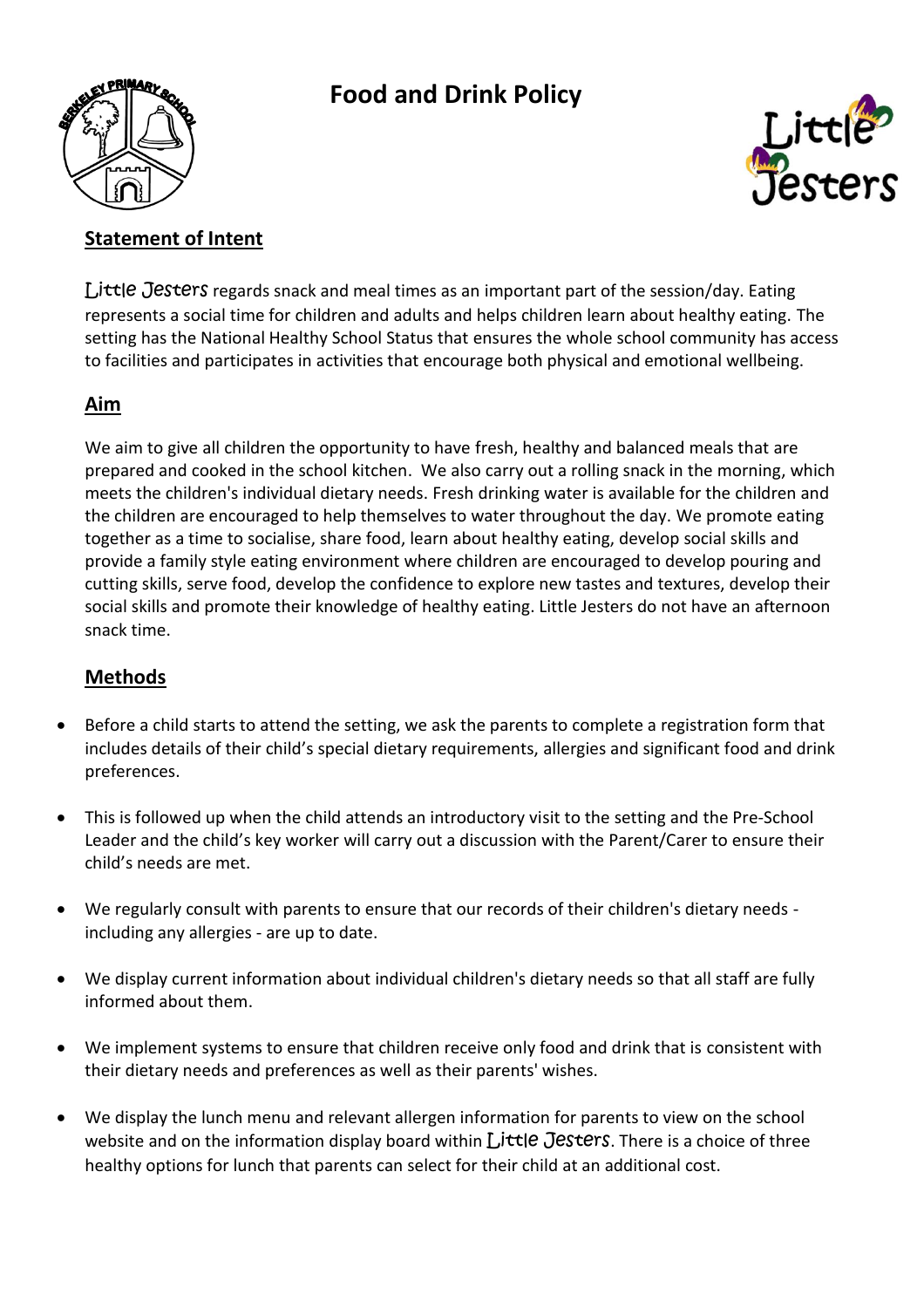# Food and Drink Policy

## Statement of Intent

Little Jesters regards snack and meal times as an important part of the session/day. Eating represents a social time for children and adults and helps children learn about healthy eating. The setting has the National Healthy School Status that ensures the whole school community has access to facilities and participates in activities that encourage both physical and emotional wellbeing.

## Aim

We aim to give all children the opportunity to have fresh, healthy and balanced meals that are prepared and cooked in the school kitchen. We also carry out a rolling snack in the morning, which meets the children's individual dietary needs. Fresh drinking water is available for the children and the children are encouraged to help themselves to water throughout the day. We promote eating together as a time to socialise, share food, learn about healthy eating, develop social skills and provide a family style eating environment where children are encouraged to develop pouring and cutting skills, serve food, develop the confidence to explore new tastes and textures, develop their social skills and promote their knowledge of healthy eating. Little Jesters do not have an afternoon snack time.

## Methods

- Before a child starts to attend the setting, we ask the parents to complete a registration form that includes details of their child's special dietary requirements, allergies and significant food and drink preferences.
- This is followed up when the child attends an introductory visit to the setting and the Pre-School Leader and the child's key worker will carry out a discussion with the Parent/Carer to ensure their child's needs are met.
- We regularly consult with parents to ensure that our records of their children's dietary needs - including any allergies - are up to date.
- We display current information about individual children's dietary needs so that all staff are fully informed about them.
- We implement systems to ensure that children receive only food and drink that is consistent with their dietary needs and preferences as well as their parents' wishes.
- We display the lunch menu and relevant allergen information for parents to view on the school website and on the information display board within Little Jesters. There is a choice of three healthy options for lunch that parents can select for their child at an additional cost.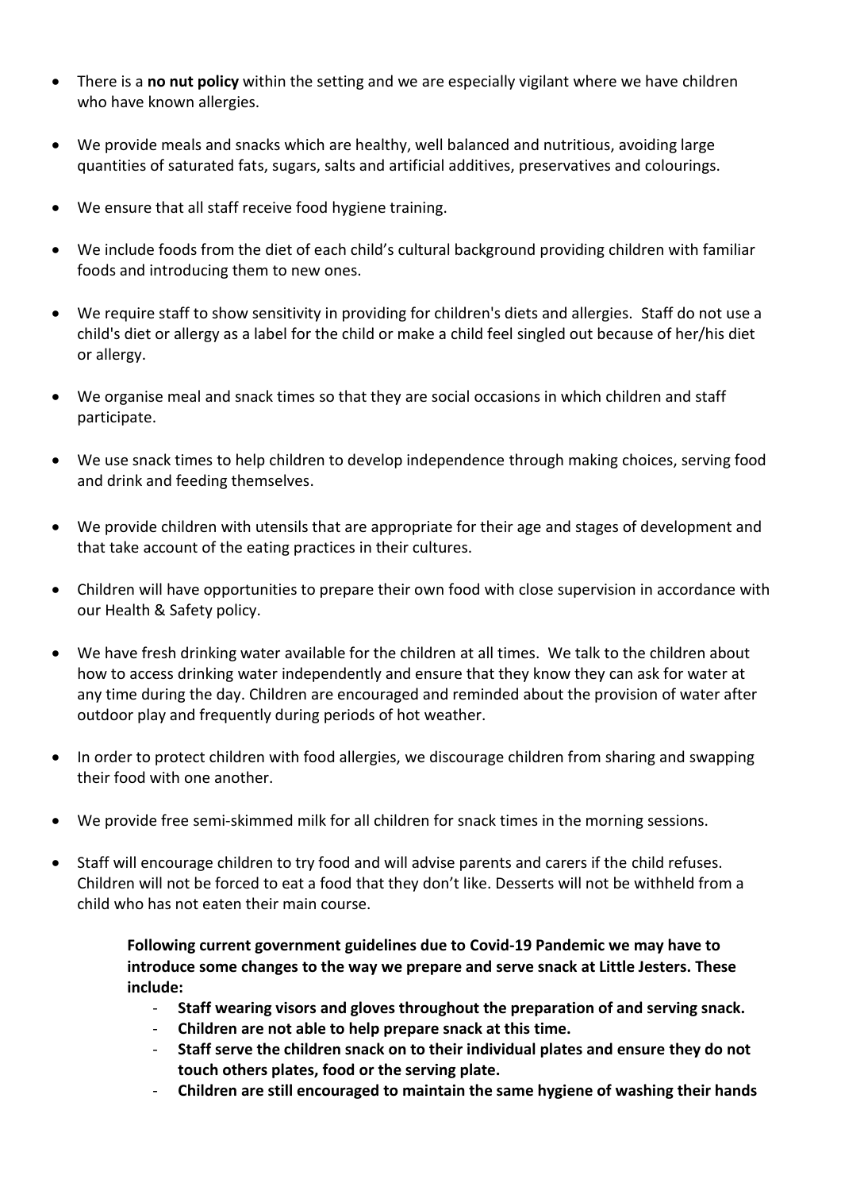- There is a **no nut policy** within the setting and we are especially vigilant where we have children who have known allergies.

- We provide meals and snacks which are healthy, well balanced and nutritious, avoiding large quantities of saturated fats, sugars, salts and artificial additives, preservatives and colourings.

- We ensure that all staff receive food hygiene training.

- We include foods from the diet of each child's cultural background providing children with familiar foods and introducing them to new ones.

- We require staff to show sensitivity in providing for children's diets and allergies. Staff do not use a child's diet or allergy as a label for the child or make a child feel singled out because of her/his diet or allergy.

- We organise meal and snack times so that they are social occasions in which children and staff participate.

- We use snack times to help children to develop independence through making choices, serving food and drink and feeding themselves.

- We provide children with utensils that are appropriate for their age and stages of development and that take account of the eating practices in their cultures.

- Children will have opportunities to prepare their own food with close supervision in accordance with our Health & Safety policy.

- We have fresh drinking water available for the children at all times. We talk to the children about how to access drinking water independently and ensure that they know they can ask for water at any time during the day. Children are encouraged and reminded about the provision of water after outdoor play and frequently during periods of hot weather.

- In order to protect children with food allergies, we discourage children from sharing and swapping their food with one another.

- We provide free semi-skimmed milk for all children for snack times in the morning sessions.

- Staff will encourage children to try food and will advise parents and carers if the child refuses. Children will not be forced to eat a food that they don't like. Desserts will not be withheld from a child who has not eaten their main course.

**Following current government guidelines due to Covid-19 Pandemic we may have to introduce some changes to the way we prepare and serve snack at Little Jesters. These include:**

- **Staff wearing visors and gloves throughout the preparation of and serving snack.**
- **Children are not able to help prepare snack at this time.**
- **Staff serve the children snack on to their individual plates and ensure they do not touch others plates, food or the serving plate.**
- **Children are still encouraged to maintain the same hygiene of washing their hands**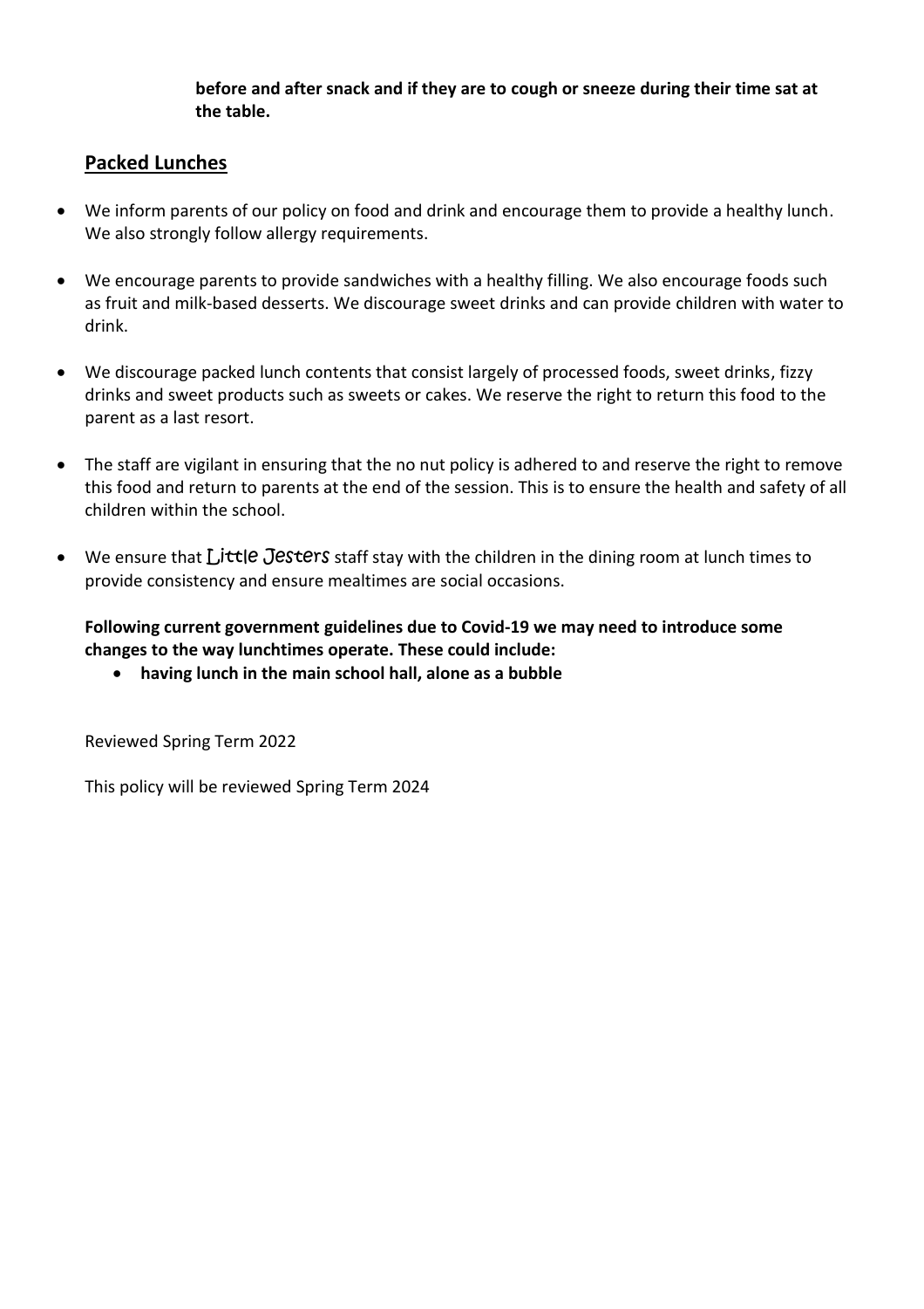**before and after snack and if they are to cough or sneeze during their time sat at the table.**

## Packed Lunches

- We inform parents of our policy on food and drink and encourage them to provide a healthy lunch. We also strongly follow allergy requirements.
- We encourage parents to provide sandwiches with a healthy filling. We also encourage foods such as fruit and milk-based desserts. We discourage sweet drinks and can provide children with water to drink.
- We discourage packed lunch contents that consist largely of processed foods, sweet drinks, fizzy drinks and sweet products such as sweets or cakes. We reserve the right to return this food to the parent as a last resort.
- The staff are vigilant in ensuring that the no nut policy is adhered to and reserve the right to remove this food and return to parents at the end of the session. This is to ensure the health and safety of all children within the school.
- We ensure that Little Jesters staff stay with the children in the dining room at lunch times to provide consistency and ensure mealtimes are social occasions.

**Following current government guidelines due to Covid-19 we may need to introduce some changes to the way lunchtimes operate. These could include:**

- **having lunch in the main school hall, alone as a bubble**

Reviewed Spring Term 2022

This policy will be reviewed Spring Term 2024